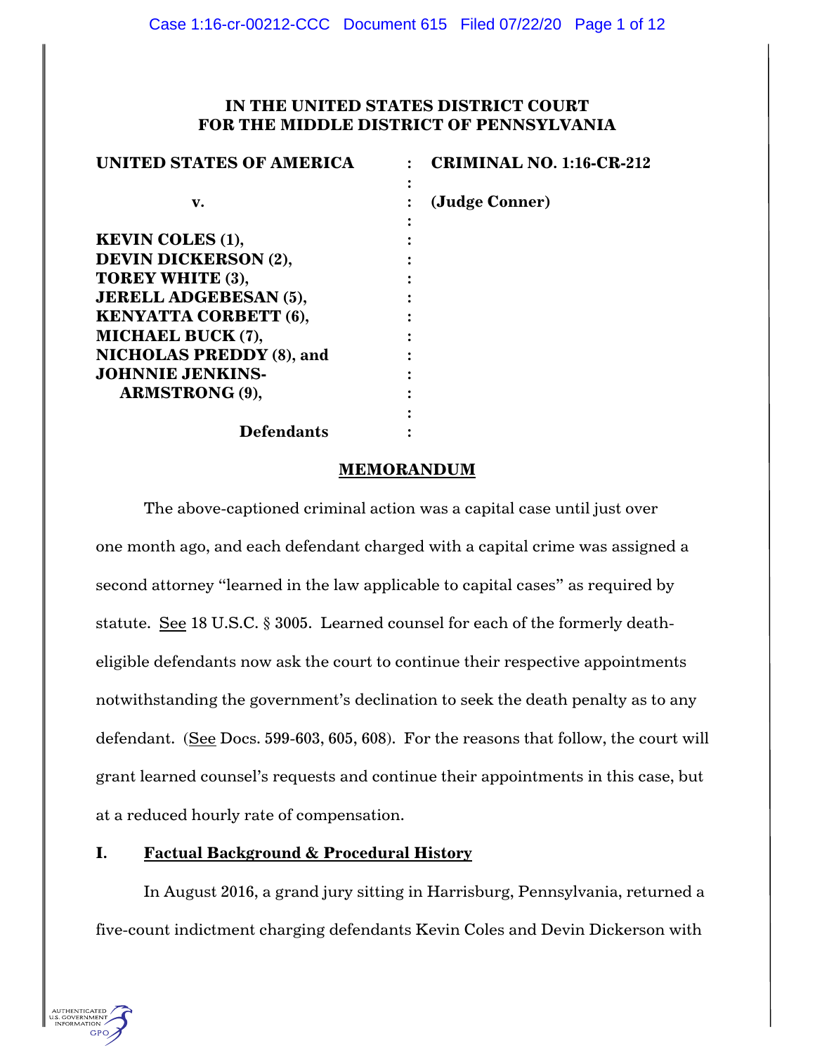**IN THE UNITED STATES DISTRICT COURT**
**FOR THE MIDDLE DISTRICT OF PENNSYLVANIA**

| | | |
|---|---|---|
| **UNITED STATES OF AMERICA** | : | **CRIMINAL NO. 1:16-CR-212** |
| | : | |
| **v.** | : | **(Judge Conner)** |
| | : | |
| **KEVIN COLES (1),** | : | |
| **DEVIN DICKERSON (2),** | : | |
| **TOREY WHITE (3),** | : | |
| **JERELL ADGEBESAN (5),** | : | |
| **KENYATTA CORBETT (6),** | : | |
| **MICHAEL BUCK (7),** | : | |
| **NICHOLAS PREDDY (8), and** | : | |
| **JOHNNIE JENKINS-ARMSTRONG (9),** | : | |
| | : | |
| **Defendants** | : | |

## MEMORANDUM

The above-captioned criminal action was a capital case until just over one month ago, and each defendant charged with a capital crime was assigned a second attorney "learned in the law applicable to capital cases" as required by statute. See 18 U.S.C. § 3005. Learned counsel for each of the formerly death-eligible defendants now ask the court to continue their respective appointments notwithstanding the government's declination to seek the death penalty as to any defendant. (See Docs. 599-603, 605, 608). For the reasons that follow, the court will grant learned counsel's requests and continue their appointments in this case, but at a reduced hourly rate of compensation.

## I. Factual Background & Procedural History

In August 2016, a grand jury sitting in Harrisburg, Pennsylvania, returned a five-count indictment charging defendants Kevin Coles and Devin Dickerson with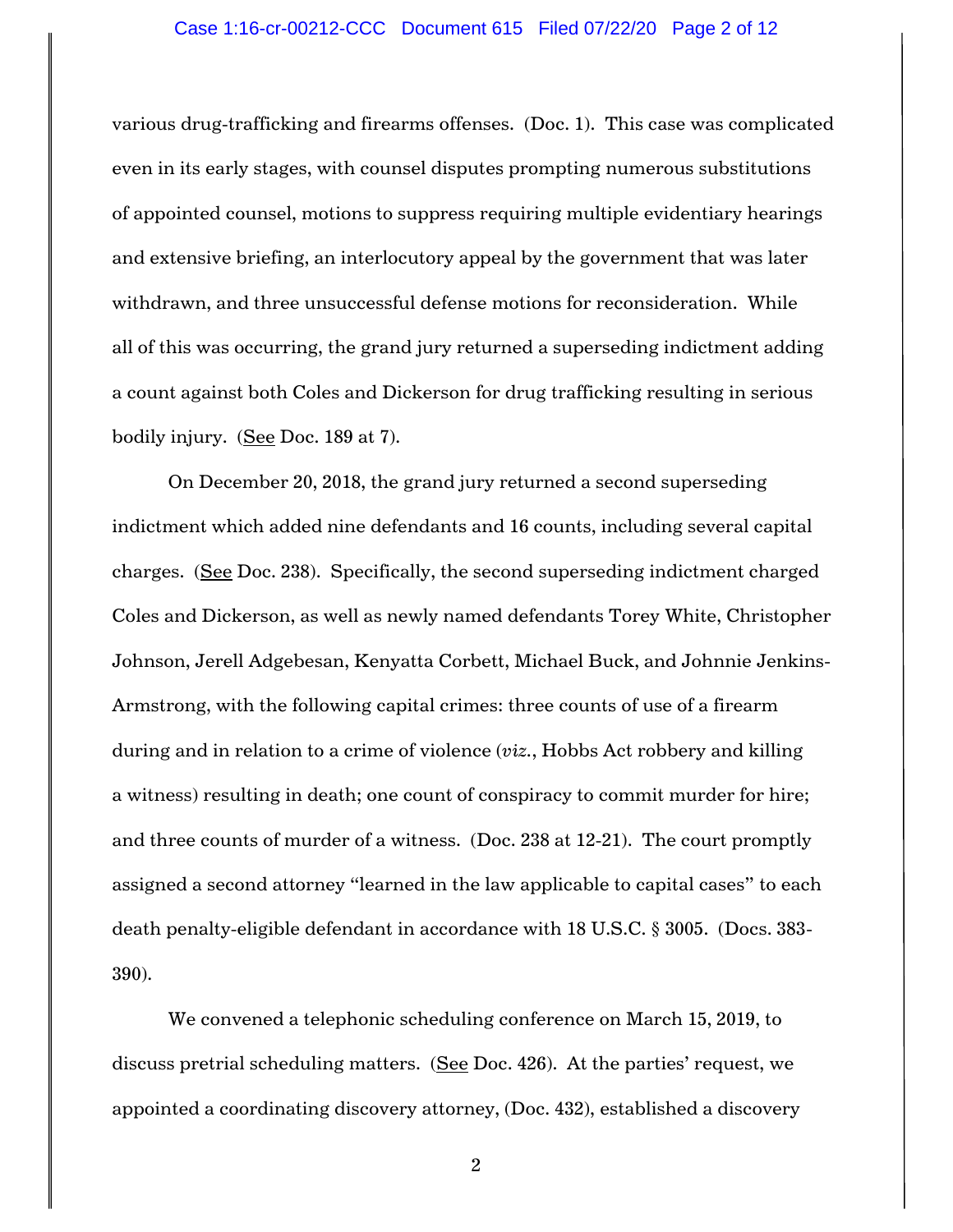various drug-trafficking and firearms offenses. (Doc. 1). This case was complicated even in its early stages, with counsel disputes prompting numerous substitutions of appointed counsel, motions to suppress requiring multiple evidentiary hearings and extensive briefing, an interlocutory appeal by the government that was later withdrawn, and three unsuccessful defense motions for reconsideration. While all of this was occurring, the grand jury returned a superseding indictment adding a count against both Coles and Dickerson for drug trafficking resulting in serious bodily injury. (See Doc. 189 at 7).

On December 20, 2018, the grand jury returned a second superseding indictment which added nine defendants and 16 counts, including several capital charges. (See Doc. 238). Specifically, the second superseding indictment charged Coles and Dickerson, as well as newly named defendants Torey White, Christopher Johnson, Jerell Adgebesan, Kenyatta Corbett, Michael Buck, and Johnnie Jenkins-Armstrong, with the following capital crimes: three counts of use of a firearm during and in relation to a crime of violence (*viz.*, Hobbs Act robbery and killing a witness) resulting in death; one count of conspiracy to commit murder for hire; and three counts of murder of a witness. (Doc. 238 at 12-21). The court promptly assigned a second attorney "learned in the law applicable to capital cases" to each death penalty-eligible defendant in accordance with 18 U.S.C. § 3005. (Docs. 383-390).

We convened a telephonic scheduling conference on March 15, 2019, to discuss pretrial scheduling matters. (See Doc. 426). At the parties' request, we appointed a coordinating discovery attorney, (Doc. 432), established a discovery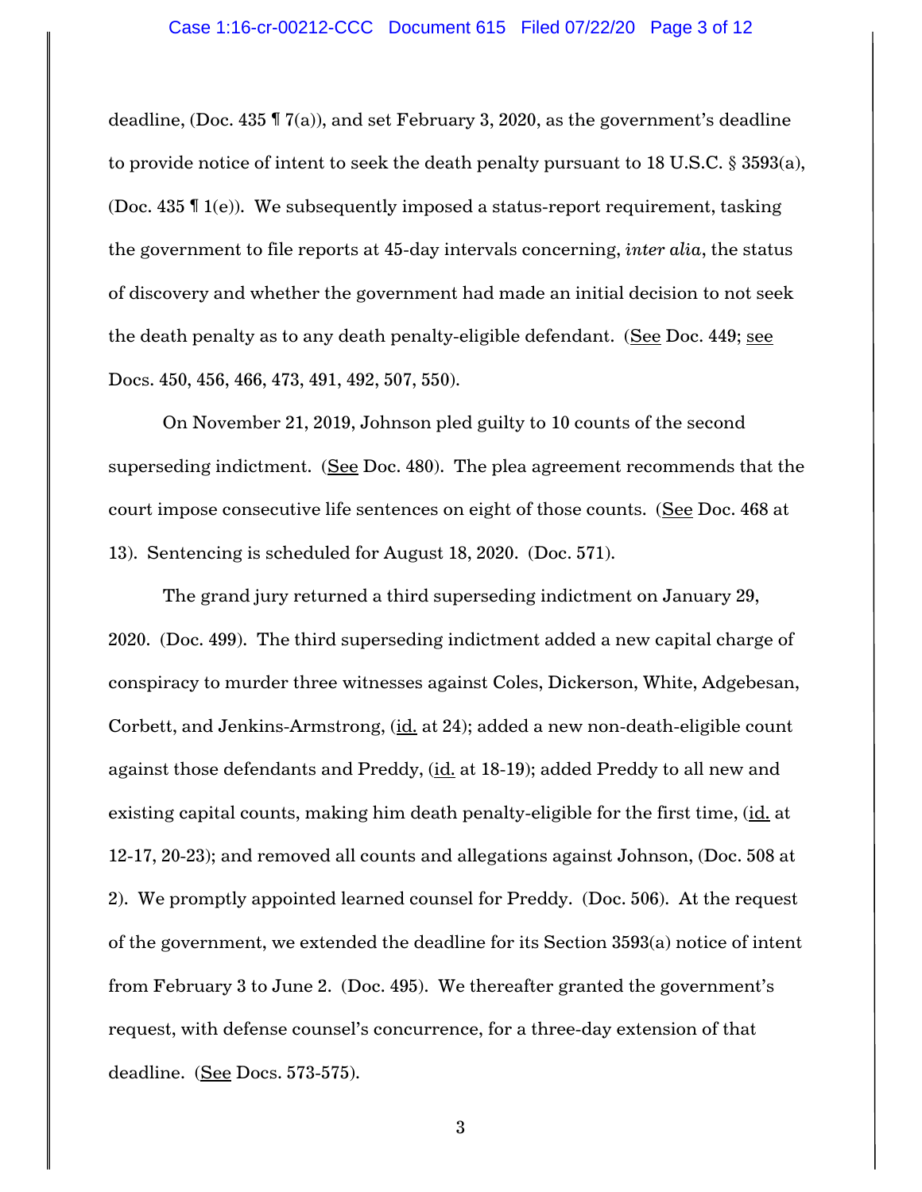deadline, (Doc. 435 ¶ 7(a)), and set February 3, 2020, as the government's deadline to provide notice of intent to seek the death penalty pursuant to 18 U.S.C. § 3593(a), (Doc. 435 ¶ 1(e)). We subsequently imposed a status-report requirement, tasking the government to file reports at 45-day intervals concerning, *inter alia*, the status of discovery and whether the government had made an initial decision to not seek the death penalty as to any death penalty-eligible defendant. (See Doc. 449; see Docs. 450, 456, 466, 473, 491, 492, 507, 550).

On November 21, 2019, Johnson pled guilty to 10 counts of the second superseding indictment. (See Doc. 480). The plea agreement recommends that the court impose consecutive life sentences on eight of those counts. (See Doc. 468 at 13). Sentencing is scheduled for August 18, 2020. (Doc. 571).

The grand jury returned a third superseding indictment on January 29, 2020. (Doc. 499). The third superseding indictment added a new capital charge of conspiracy to murder three witnesses against Coles, Dickerson, White, Adgebesan, Corbett, and Jenkins-Armstrong, (id. at 24); added a new non-death-eligible count against those defendants and Preddy, (id. at 18-19); added Preddy to all new and existing capital counts, making him death penalty-eligible for the first time, (id. at 12-17, 20-23); and removed all counts and allegations against Johnson, (Doc. 508 at 2). We promptly appointed learned counsel for Preddy. (Doc. 506). At the request of the government, we extended the deadline for its Section 3593(a) notice of intent from February 3 to June 2. (Doc. 495). We thereafter granted the government's request, with defense counsel's concurrence, for a three-day extension of that deadline. (See Docs. 573-575).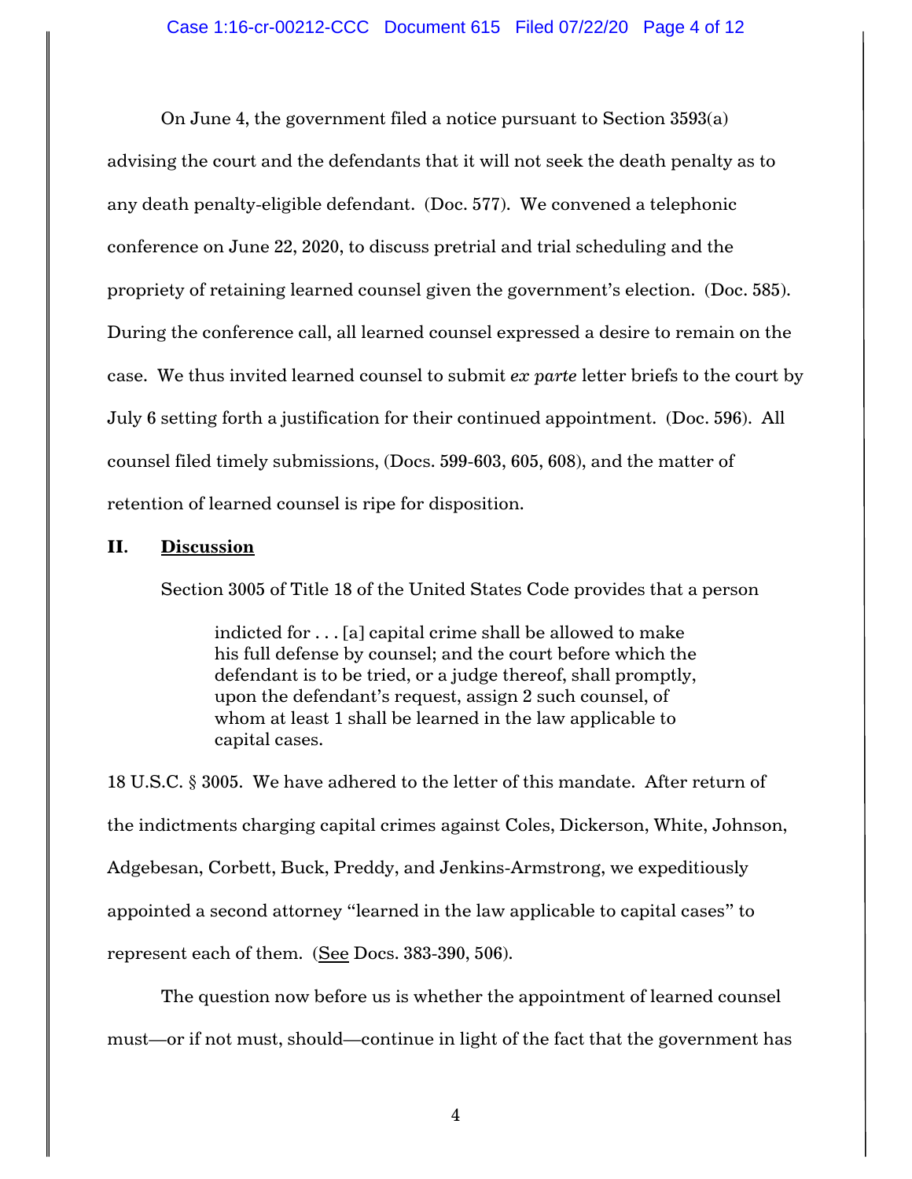On June 4, the government filed a notice pursuant to Section 3593(a) advising the court and the defendants that it will not seek the death penalty as to any death penalty-eligible defendant. (Doc. 577). We convened a telephonic conference on June 22, 2020, to discuss pretrial and trial scheduling and the propriety of retaining learned counsel given the government's election. (Doc. 585). During the conference call, all learned counsel expressed a desire to remain on the case. We thus invited learned counsel to submit *ex parte* letter briefs to the court by July 6 setting forth a justification for their continued appointment. (Doc. 596). All counsel filed timely submissions, (Docs. 599-603, 605, 608), and the matter of retention of learned counsel is ripe for disposition.

## II. Discussion

Section 3005 of Title 18 of the United States Code provides that a person

> indicted for . . . [a] capital crime shall be allowed to make his full defense by counsel; and the court before which the defendant is to be tried, or a judge thereof, shall promptly, upon the defendant's request, assign 2 such counsel, of whom at least 1 shall be learned in the law applicable to capital cases.

18 U.S.C. § 3005. We have adhered to the letter of this mandate. After return of the indictments charging capital crimes against Coles, Dickerson, White, Johnson, Adgebesan, Corbett, Buck, Preddy, and Jenkins-Armstrong, we expeditiously appointed a second attorney "learned in the law applicable to capital cases" to represent each of them. (See Docs. 383-390, 506).

The question now before us is whether the appointment of learned counsel must—or if not must, should—continue in light of the fact that the government has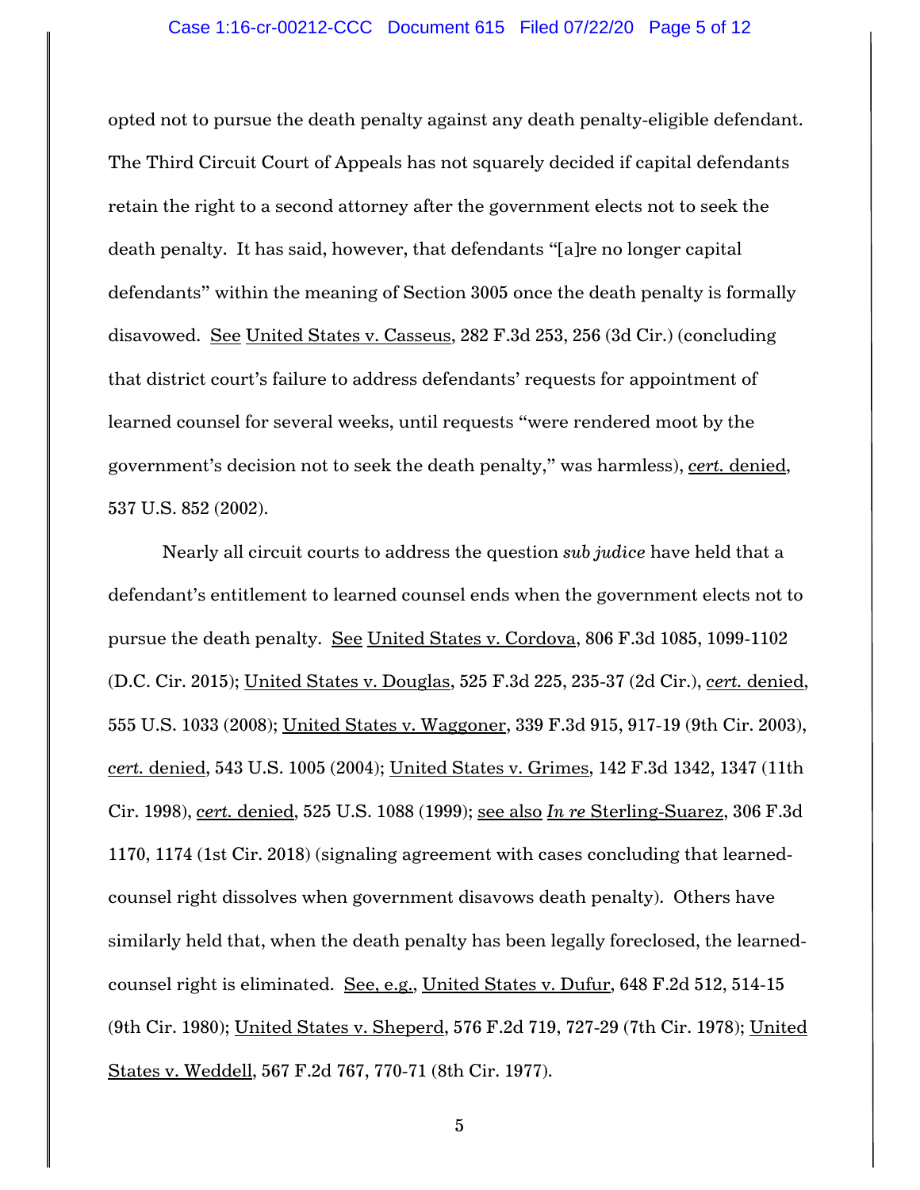opted not to pursue the death penalty against any death penalty-eligible defendant. The Third Circuit Court of Appeals has not squarely decided if capital defendants retain the right to a second attorney after the government elects not to seek the death penalty. It has said, however, that defendants "[a]re no longer capital defendants" within the meaning of Section 3005 once the death penalty is formally disavowed. See United States v. Casseus, 282 F.3d 253, 256 (3d Cir.) (concluding that district court's failure to address defendants' requests for appointment of learned counsel for several weeks, until requests "were rendered moot by the government's decision not to seek the death penalty," was harmless), *cert.* denied, 537 U.S. 852 (2002).

Nearly all circuit courts to address the question *sub judice* have held that a defendant's entitlement to learned counsel ends when the government elects not to pursue the death penalty. See United States v. Cordova, 806 F.3d 1085, 1099-1102 (D.C. Cir. 2015); United States v. Douglas, 525 F.3d 225, 235-37 (2d Cir.), *cert.* denied, 555 U.S. 1033 (2008); United States v. Waggoner, 339 F.3d 915, 917-19 (9th Cir. 2003), *cert.* denied, 543 U.S. 1005 (2004); United States v. Grimes, 142 F.3d 1342, 1347 (11th Cir. 1998), *cert.* denied, 525 U.S. 1088 (1999); see also *In re* Sterling-Suarez, 306 F.3d 1170, 1174 (1st Cir. 2018) (signaling agreement with cases concluding that learned-counsel right dissolves when government disavows death penalty). Others have similarly held that, when the death penalty has been legally foreclosed, the learned-counsel right is eliminated. See, e.g., United States v. Dufur, 648 F.2d 512, 514-15 (9th Cir. 1980); United States v. Sheperd, 576 F.2d 719, 727-29 (7th Cir. 1978); United States v. Weddell, 567 F.2d 767, 770-71 (8th Cir. 1977).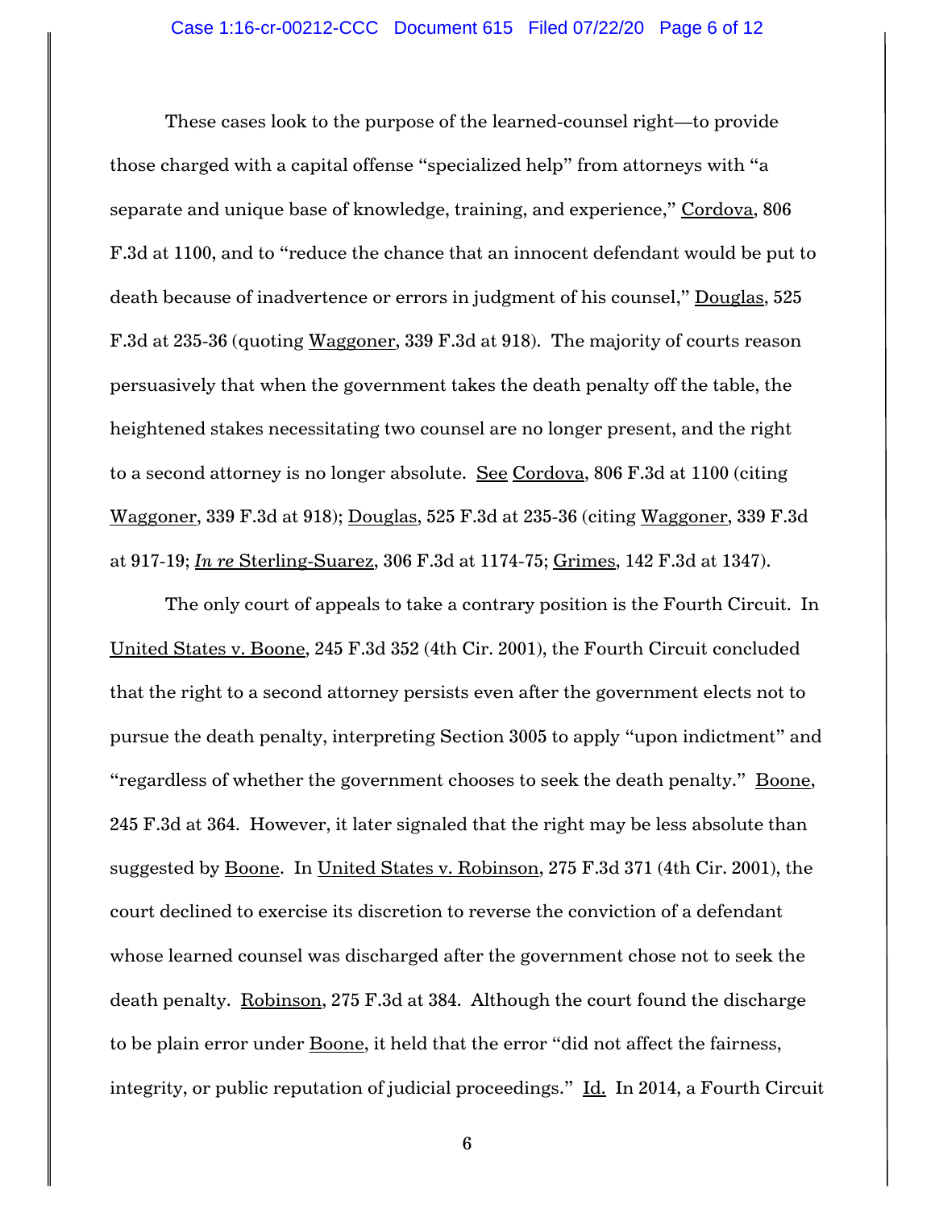These cases look to the purpose of the learned-counsel right—to provide those charged with a capital offense "specialized help" from attorneys with "a separate and unique base of knowledge, training, and experience," Cordova, 806 F.3d at 1100, and to "reduce the chance that an innocent defendant would be put to death because of inadvertence or errors in judgment of his counsel," Douglas, 525 F.3d at 235-36 (quoting Waggoner, 339 F.3d at 918). The majority of courts reason persuasively that when the government takes the death penalty off the table, the heightened stakes necessitating two counsel are no longer present, and the right to a second attorney is no longer absolute. See Cordova, 806 F.3d at 1100 (citing Waggoner, 339 F.3d at 918); Douglas, 525 F.3d at 235-36 (citing Waggoner, 339 F.3d at 917-19; *In re* Sterling-Suarez, 306 F.3d at 1174-75; Grimes, 142 F.3d at 1347).

The only court of appeals to take a contrary position is the Fourth Circuit. In United States v. Boone, 245 F.3d 352 (4th Cir. 2001), the Fourth Circuit concluded that the right to a second attorney persists even after the government elects not to pursue the death penalty, interpreting Section 3005 to apply "upon indictment" and "regardless of whether the government chooses to seek the death penalty." Boone, 245 F.3d at 364. However, it later signaled that the right may be less absolute than suggested by Boone. In United States v. Robinson, 275 F.3d 371 (4th Cir. 2001), the court declined to exercise its discretion to reverse the conviction of a defendant whose learned counsel was discharged after the government chose not to seek the death penalty. Robinson, 275 F.3d at 384. Although the court found the discharge to be plain error under Boone, it held that the error "did not affect the fairness, integrity, or public reputation of judicial proceedings." Id. In 2014, a Fourth Circuit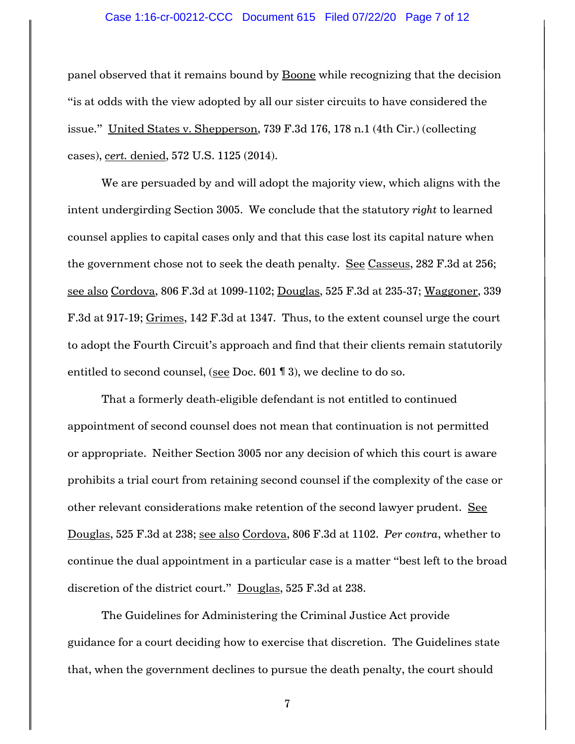panel observed that it remains bound by Boone while recognizing that the decision "is at odds with the view adopted by all our sister circuits to have considered the issue." United States v. Shepperson, 739 F.3d 176, 178 n.1 (4th Cir.) (collecting cases), *cert.* denied, 572 U.S. 1125 (2014).

We are persuaded by and will adopt the majority view, which aligns with the intent undergirding Section 3005. We conclude that the statutory *right* to learned counsel applies to capital cases only and that this case lost its capital nature when the government chose not to seek the death penalty. See Casseus, 282 F.3d at 256; see also Cordova, 806 F.3d at 1099-1102; Douglas, 525 F.3d at 235-37; Waggoner, 339 F.3d at 917-19; Grimes, 142 F.3d at 1347. Thus, to the extent counsel urge the court to adopt the Fourth Circuit's approach and find that their clients remain statutorily entitled to second counsel, (see Doc. 601 ¶ 3), we decline to do so.

That a formerly death-eligible defendant is not entitled to continued appointment of second counsel does not mean that continuation is not permitted or appropriate. Neither Section 3005 nor any decision of which this court is aware prohibits a trial court from retaining second counsel if the complexity of the case or other relevant considerations make retention of the second lawyer prudent. See Douglas, 525 F.3d at 238; see also Cordova, 806 F.3d at 1102. *Per contra*, whether to continue the dual appointment in a particular case is a matter "best left to the broad discretion of the district court." Douglas, 525 F.3d at 238.

The Guidelines for Administering the Criminal Justice Act provide guidance for a court deciding how to exercise that discretion. The Guidelines state that, when the government declines to pursue the death penalty, the court should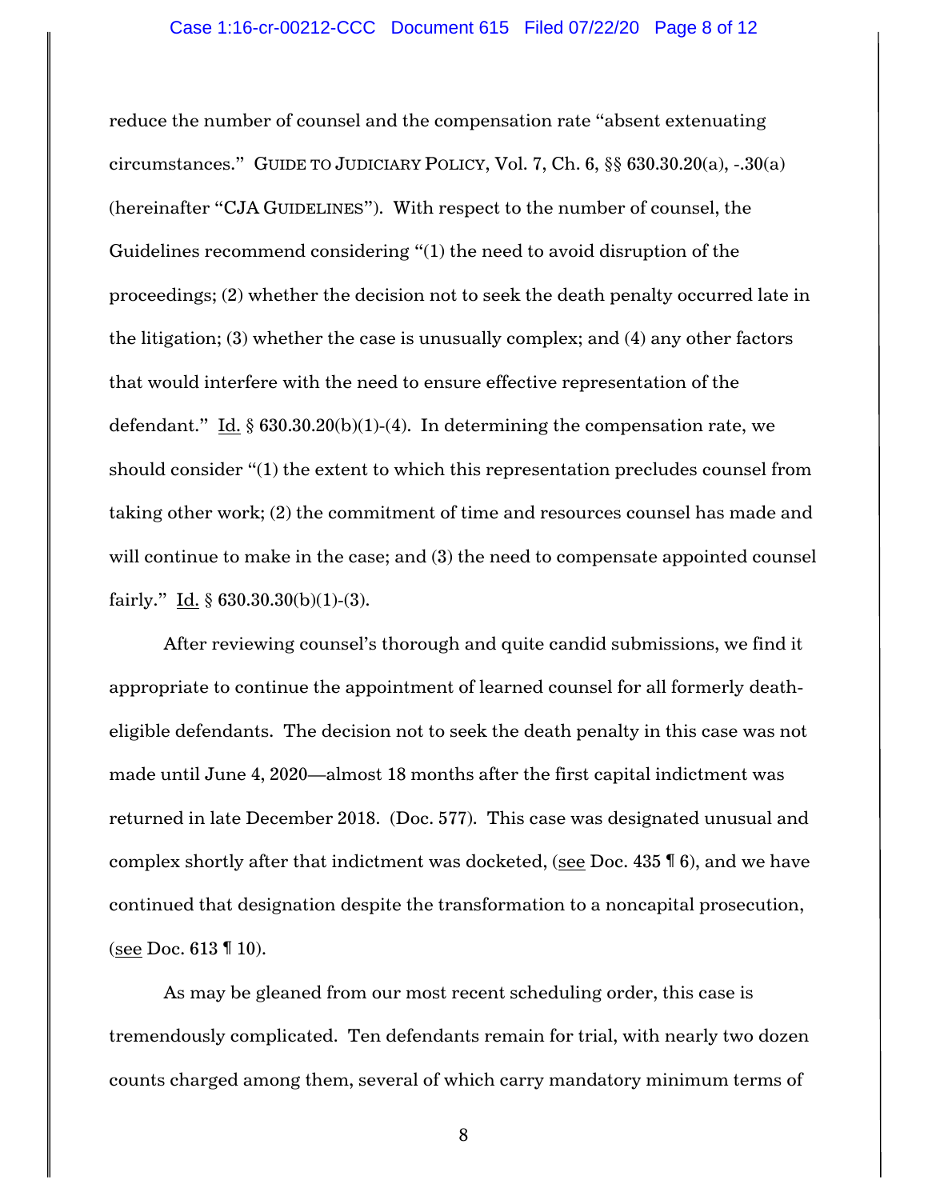reduce the number of counsel and the compensation rate "absent extenuating circumstances." GUIDE TO JUDICIARY POLICY, Vol. 7, Ch. 6, §§ 630.30.20(a), -.30(a) (hereinafter "CJA GUIDELINES"). With respect to the number of counsel, the Guidelines recommend considering "(1) the need to avoid disruption of the proceedings; (2) whether the decision not to seek the death penalty occurred late in the litigation; (3) whether the case is unusually complex; and (4) any other factors that would interfere with the need to ensure effective representation of the defendant." Id. § 630.30.20(b)(1)-(4). In determining the compensation rate, we should consider "(1) the extent to which this representation precludes counsel from taking other work; (2) the commitment of time and resources counsel has made and will continue to make in the case; and (3) the need to compensate appointed counsel fairly." Id. § 630.30.30(b)(1)-(3).

After reviewing counsel's thorough and quite candid submissions, we find it appropriate to continue the appointment of learned counsel for all formerly death-eligible defendants. The decision not to seek the death penalty in this case was not made until June 4, 2020—almost 18 months after the first capital indictment was returned in late December 2018. (Doc. 577). This case was designated unusual and complex shortly after that indictment was docketed, (see Doc. 435 ¶ 6), and we have continued that designation despite the transformation to a noncapital prosecution, (see Doc. 613 ¶ 10).

As may be gleaned from our most recent scheduling order, this case is tremendously complicated. Ten defendants remain for trial, with nearly two dozen counts charged among them, several of which carry mandatory minimum terms of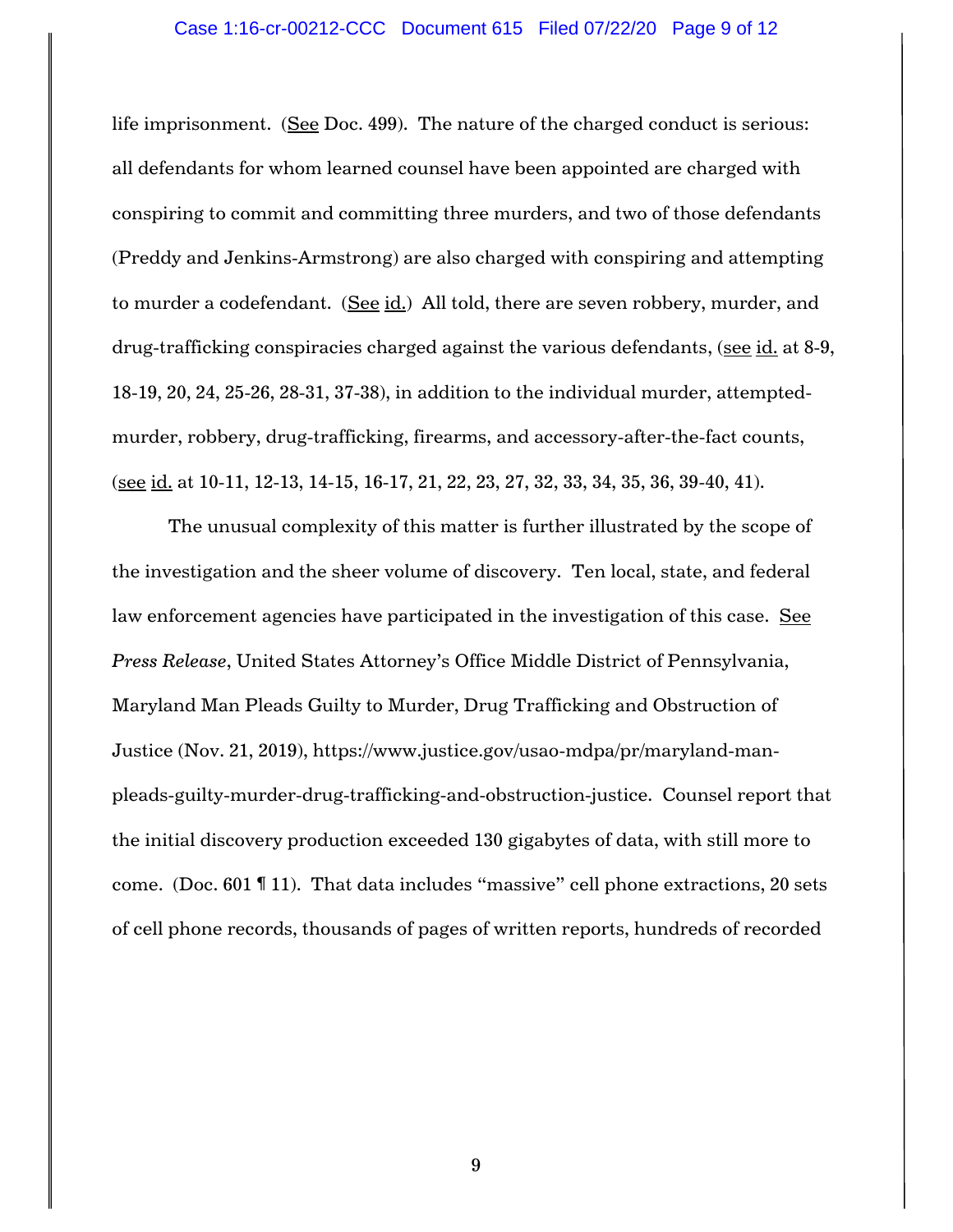life imprisonment. (See Doc. 499). The nature of the charged conduct is serious: all defendants for whom learned counsel have been appointed are charged with conspiring to commit and committing three murders, and two of those defendants (Preddy and Jenkins-Armstrong) are also charged with conspiring and attempting to murder a codefendant. (See id.) All told, there are seven robbery, murder, and drug-trafficking conspiracies charged against the various defendants, (see id. at 8-9, 18-19, 20, 24, 25-26, 28-31, 37-38), in addition to the individual murder, attempted-murder, robbery, drug-trafficking, firearms, and accessory-after-the-fact counts, (see id. at 10-11, 12-13, 14-15, 16-17, 21, 22, 23, 27, 32, 33, 34, 35, 36, 39-40, 41).

The unusual complexity of this matter is further illustrated by the scope of the investigation and the sheer volume of discovery. Ten local, state, and federal law enforcement agencies have participated in the investigation of this case. See *Press Release*, United States Attorney's Office Middle District of Pennsylvania, Maryland Man Pleads Guilty to Murder, Drug Trafficking and Obstruction of Justice (Nov. 21, 2019), https://www.justice.gov/usao-mdpa/pr/maryland-man-pleads-guilty-murder-drug-trafficking-and-obstruction-justice. Counsel report that the initial discovery production exceeded 130 gigabytes of data, with still more to come. (Doc. 601 ¶ 11). That data includes "massive" cell phone extractions, 20 sets of cell phone records, thousands of pages of written reports, hundreds of recorded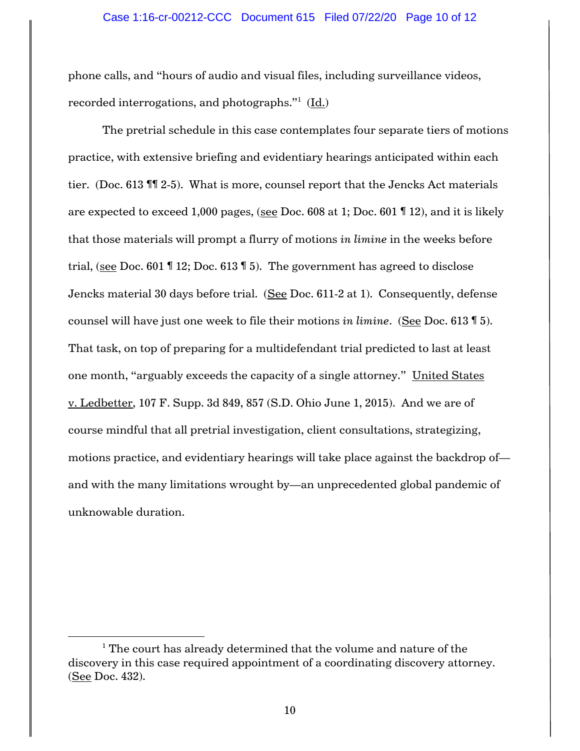phone calls, and "hours of audio and visual files, including surveillance videos, recorded interrogations, and photographs."[1] (Id.)

The pretrial schedule in this case contemplates four separate tiers of motions practice, with extensive briefing and evidentiary hearings anticipated within each tier. (Doc. 613 ¶¶ 2-5). What is more, counsel report that the Jencks Act materials are expected to exceed 1,000 pages, (see Doc. 608 at 1; Doc. 601 ¶ 12), and it is likely that those materials will prompt a flurry of motions *in limine* in the weeks before trial, (see Doc. 601 ¶ 12; Doc. 613 ¶ 5). The government has agreed to disclose Jencks material 30 days before trial. (See Doc. 611-2 at 1). Consequently, defense counsel will have just one week to file their motions *in limine*. (See Doc. 613 ¶ 5). That task, on top of preparing for a multidefendant trial predicted to last at least one month, "arguably exceeds the capacity of a single attorney." United States v. Ledbetter, 107 F. Supp. 3d 849, 857 (S.D. Ohio June 1, 2015). And we are of course mindful that all pretrial investigation, client consultations, strategizing, motions practice, and evidentiary hearings will take place against the backdrop of—and with the many limitations wrought by—an unprecedented global pandemic of unknowable duration.

---

[1] The court has already determined that the volume and nature of the discovery in this case required appointment of a coordinating discovery attorney. (See Doc. 432).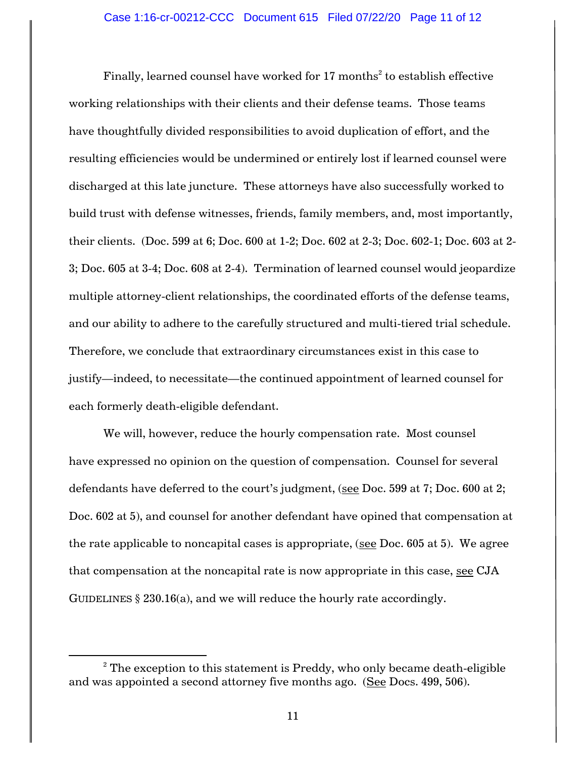Finally, learned counsel have worked for 17 months[2] to establish effective working relationships with their clients and their defense teams. Those teams have thoughtfully divided responsibilities to avoid duplication of effort, and the resulting efficiencies would be undermined or entirely lost if learned counsel were discharged at this late juncture. These attorneys have also successfully worked to build trust with defense witnesses, friends, family members, and, most importantly, their clients. (Doc. 599 at 6; Doc. 600 at 1-2; Doc. 602 at 2-3; Doc. 602-1; Doc. 603 at 2-3; Doc. 605 at 3-4; Doc. 608 at 2-4). Termination of learned counsel would jeopardize multiple attorney-client relationships, the coordinated efforts of the defense teams, and our ability to adhere to the carefully structured and multi-tiered trial schedule. Therefore, we conclude that extraordinary circumstances exist in this case to justify—indeed, to necessitate—the continued appointment of learned counsel for each formerly death-eligible defendant.

We will, however, reduce the hourly compensation rate. Most counsel have expressed no opinion on the question of compensation. Counsel for several defendants have deferred to the court's judgment, (see Doc. 599 at 7; Doc. 600 at 2; Doc. 602 at 5), and counsel for another defendant have opined that compensation at the rate applicable to noncapital cases is appropriate, (see Doc. 605 at 5). We agree that compensation at the noncapital rate is now appropriate in this case, see CJA GUIDELINES § 230.16(a), and we will reduce the hourly rate accordingly.

---

[2] The exception to this statement is Preddy, who only became death-eligible and was appointed a second attorney five months ago. (See Docs. 499, 506).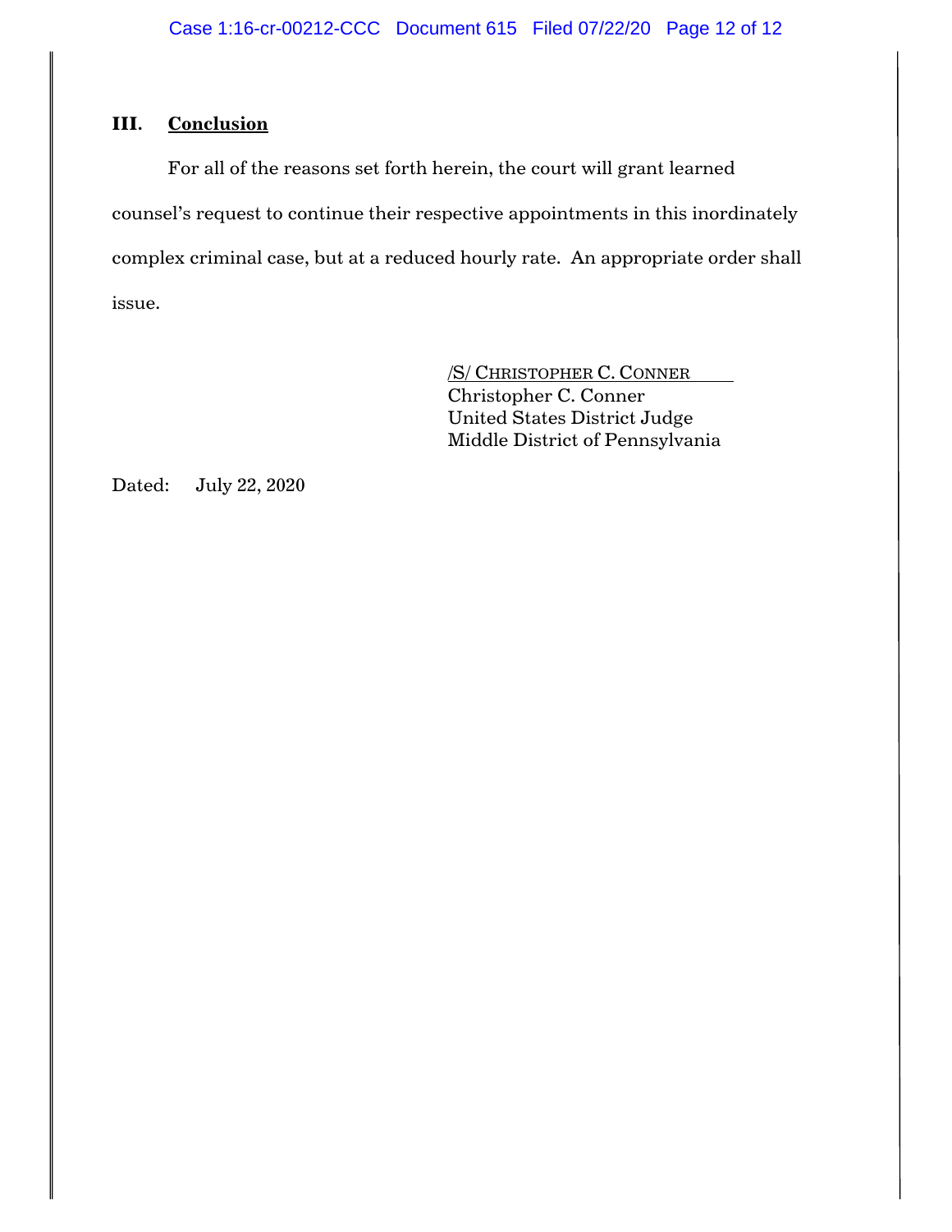## III. Conclusion

For all of the reasons set forth herein, the court will grant learned counsel's request to continue their respective appointments in this inordinately complex criminal case, but at a reduced hourly rate. An appropriate order shall issue.

/S/ CHRISTOPHER C. CONNER
Christopher C. Conner
United States District Judge
Middle District of Pennsylvania

Dated: July 22, 2020